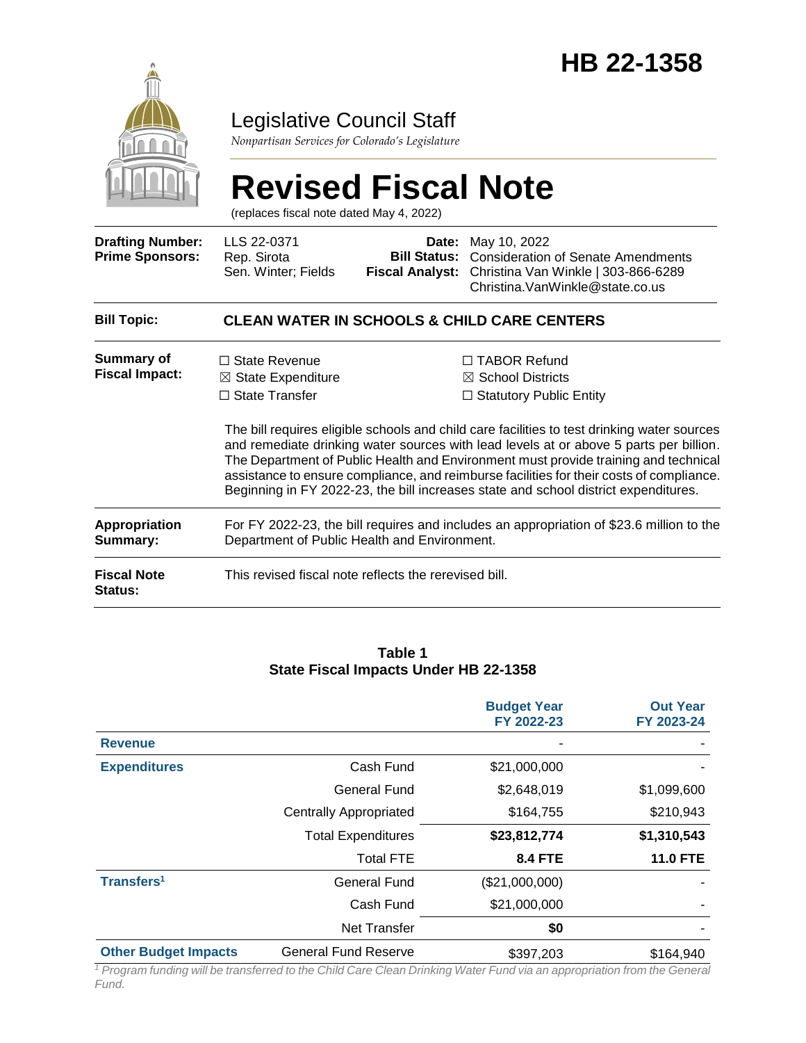# HB 22-1358

## Legislative Council Staff

*Nonpartisan Services for Colorado's Legislature*

# Revised Fiscal Note

(replaces fiscal note dated May 4, 2022)

| | | | |
|---|---|---|---|
| **Drafting Number:** | LLS 22-0371 | **Date:** | May 10, 2022 |
| **Prime Sponsors:** | Rep. Sirota<br>Sen. Winter; Fields | **Bill Status:** | Consideration of Senate Amendments |
| | | **Fiscal Analyst:** | Christina Van Winkle \| 303-866-6289<br>Christina.VanWinkle@state.co.us |

| | |
|---|---|
| **Bill Topic:** | **CLEAN WATER IN SCHOOLS & CHILD CARE CENTERS** |
| **Summary of Fiscal Impact:** | ☐ State Revenue<br>☒ State Expenditure<br>☐ State Transfer<br>☐ TABOR Refund<br>☒ School Districts<br>☐ Statutory Public Entity<br><br>The bill requires eligible schools and child care facilities to test drinking water sources and remediate drinking water sources with lead levels at or above 5 parts per billion. The Department of Public Health and Environment must provide training and technical assistance to ensure compliance, and reimburse facilities for their costs of compliance. Beginning in FY 2022-23, the bill increases state and school district expenditures. |
| **Appropriation Summary:** | For FY 2022-23, the bill requires and includes an appropriation of $23.6 million to the Department of Public Health and Environment. |
| **Fiscal Note Status:** | This revised fiscal note reflects the rerevised bill. |

**Table 1**
**State Fiscal Impacts Under HB 22-1358**

| | | Budget Year FY 2022-23 | Out Year FY 2023-24 |
|---|---|---|---|
| **Revenue** | | - | - |
| **Expenditures** | Cash Fund | $21,000,000 | - |
| | General Fund | $2,648,019 | $1,099,600 |
| | Centrally Appropriated | $164,755 | $210,943 |
| | Total Expenditures | **$23,812,774** | **$1,310,543** |
| | Total FTE | **8.4 FTE** | **11.0 FTE** |
| **Transfers**[1] | General Fund | ($21,000,000) | - |
| | Cash Fund | $21,000,000 | - |
| | Net Transfer | **$0** | - |
| **Other Budget Impacts** | General Fund Reserve | $397,203 | $164,940 |

*[1] Program funding will be transferred to the Child Care Clean Drinking Water Fund via an appropriation from the General Fund.*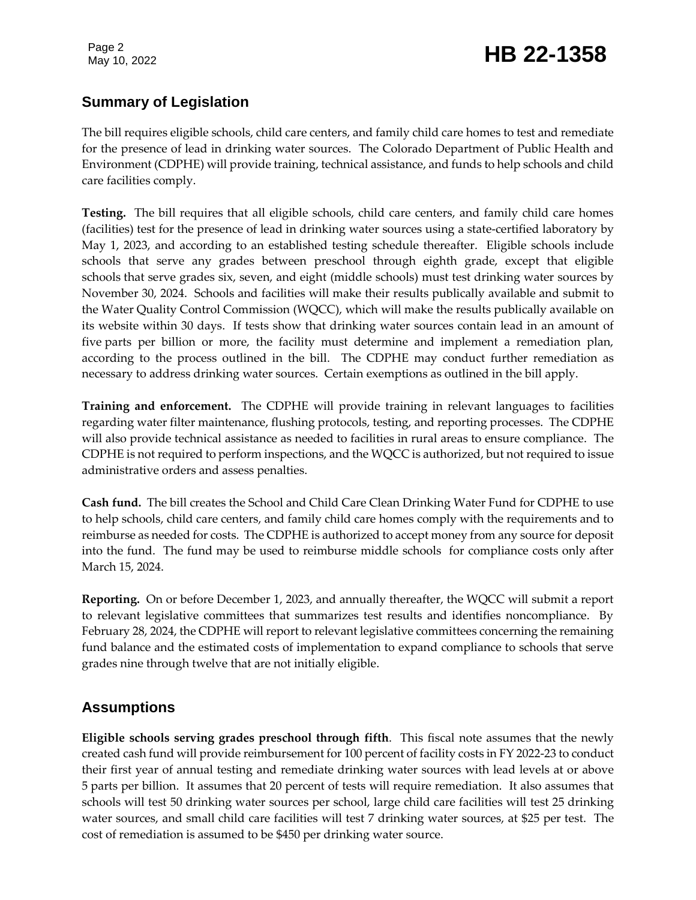## Summary of Legislation

The bill requires eligible schools, child care centers, and family child care homes to test and remediate for the presence of lead in drinking water sources. The Colorado Department of Public Health and Environment (CDPHE) will provide training, technical assistance, and funds to help schools and child care facilities comply.

**Testing.** The bill requires that all eligible schools, child care centers, and family child care homes (facilities) test for the presence of lead in drinking water sources using a state-certified laboratory by May 1, 2023, and according to an established testing schedule thereafter. Eligible schools include schools that serve any grades between preschool through eighth grade, except that eligible schools that serve grades six, seven, and eight (middle schools) must test drinking water sources by November 30, 2024. Schools and facilities will make their results publically available and submit to the Water Quality Control Commission (WQCC), which will make the results publically available on its website within 30 days. If tests show that drinking water sources contain lead in an amount of five parts per billion or more, the facility must determine and implement a remediation plan, according to the process outlined in the bill. The CDPHE may conduct further remediation as necessary to address drinking water sources. Certain exemptions as outlined in the bill apply.

**Training and enforcement.** The CDPHE will provide training in relevant languages to facilities regarding water filter maintenance, flushing protocols, testing, and reporting processes. The CDPHE will also provide technical assistance as needed to facilities in rural areas to ensure compliance. The CDPHE is not required to perform inspections, and the WQCC is authorized, but not required to issue administrative orders and assess penalties.

**Cash fund.** The bill creates the School and Child Care Clean Drinking Water Fund for CDPHE to use to help schools, child care centers, and family child care homes comply with the requirements and to reimburse as needed for costs. The CDPHE is authorized to accept money from any source for deposit into the fund. The fund may be used to reimburse middle schools for compliance costs only after March 15, 2024.

**Reporting.** On or before December 1, 2023, and annually thereafter, the WQCC will submit a report to relevant legislative committees that summarizes test results and identifies noncompliance. By February 28, 2024, the CDPHE will report to relevant legislative committees concerning the remaining fund balance and the estimated costs of implementation to expand compliance to schools that serve grades nine through twelve that are not initially eligible.

## Assumptions

**Eligible schools serving grades preschool through fifth**. This fiscal note assumes that the newly created cash fund will provide reimbursement for 100 percent of facility costs in FY 2022-23 to conduct their first year of annual testing and remediate drinking water sources with lead levels at or above 5 parts per billion. It assumes that 20 percent of tests will require remediation. It also assumes that schools will test 50 drinking water sources per school, large child care facilities will test 25 drinking water sources, and small child care facilities will test 7 drinking water sources, at $25 per test. The cost of remediation is assumed to be $450 per drinking water source.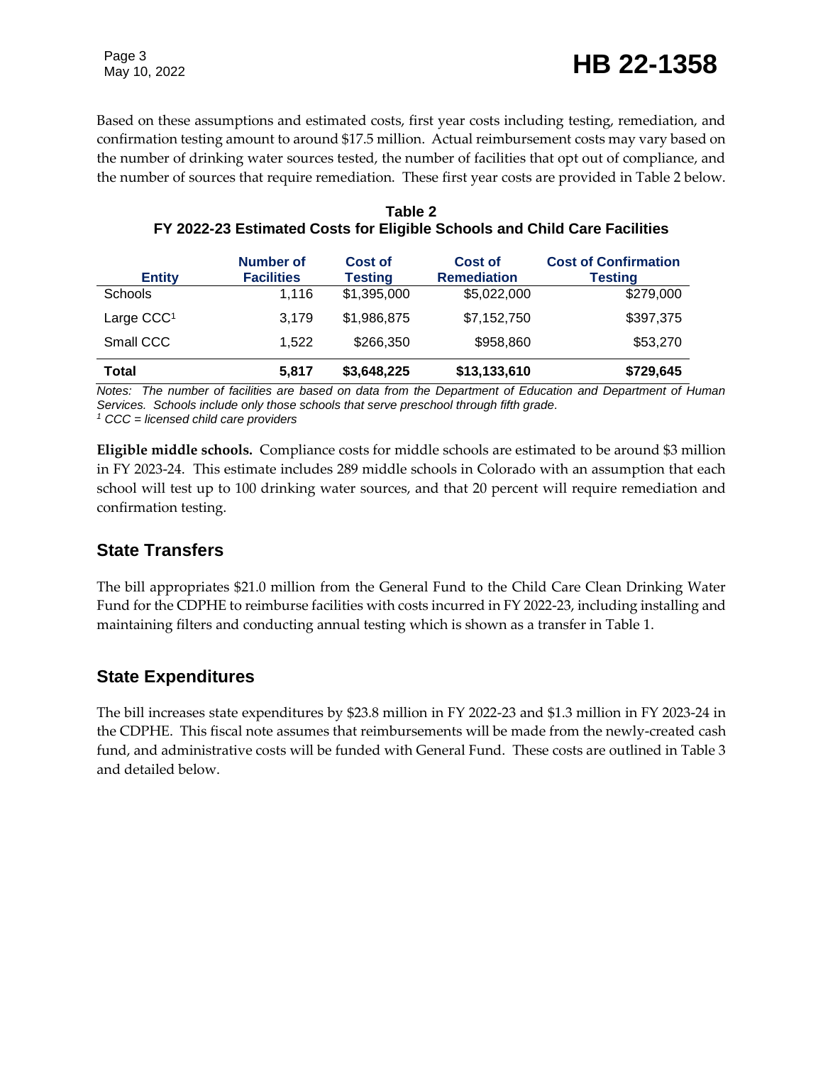Based on these assumptions and estimated costs, first year costs including testing, remediation, and confirmation testing amount to around $17.5 million. Actual reimbursement costs may vary based on the number of drinking water sources tested, the number of facilities that opt out of compliance, and the number of sources that require remediation. These first year costs are provided in Table 2 below.

**Table 2**
**FY 2022-23 Estimated Costs for Eligible Schools and Child Care Facilities**

| Entity | Number of Facilities | Cost of Testing | Cost of Remediation | Cost of Confirmation Testing |
|---|---|---|---|---|
| Schools | 1,116 | $1,395,000 | $5,022,000 | $279,000 |
| Large CCC[1] | 3,179 | $1,986,875 | $7,152,750 | $397,375 |
| Small CCC | 1,522 | $266,350 | $958,860 | $53,270 |
| **Total** | **5,817** | **$3,648,225** | **$13,133,610** | **$729,645** |

*Notes: The number of facilities are based on data from the Department of Education and Department of Human Services. Schools include only those schools that serve preschool through fifth grade.*
*[1] CCC = licensed child care providers*

**Eligible middle schools.** Compliance costs for middle schools are estimated to be around $3 million in FY 2023-24. This estimate includes 289 middle schools in Colorado with an assumption that each school will test up to 100 drinking water sources, and that 20 percent will require remediation and confirmation testing.

## State Transfers

The bill appropriates $21.0 million from the General Fund to the Child Care Clean Drinking Water Fund for the CDPHE to reimburse facilities with costs incurred in FY 2022-23, including installing and maintaining filters and conducting annual testing which is shown as a transfer in Table 1.

## State Expenditures

The bill increases state expenditures by $23.8 million in FY 2022-23 and $1.3 million in FY 2023-24 in the CDPHE. This fiscal note assumes that reimbursements will be made from the newly-created cash fund, and administrative costs will be funded with General Fund. These costs are outlined in Table 3 and detailed below.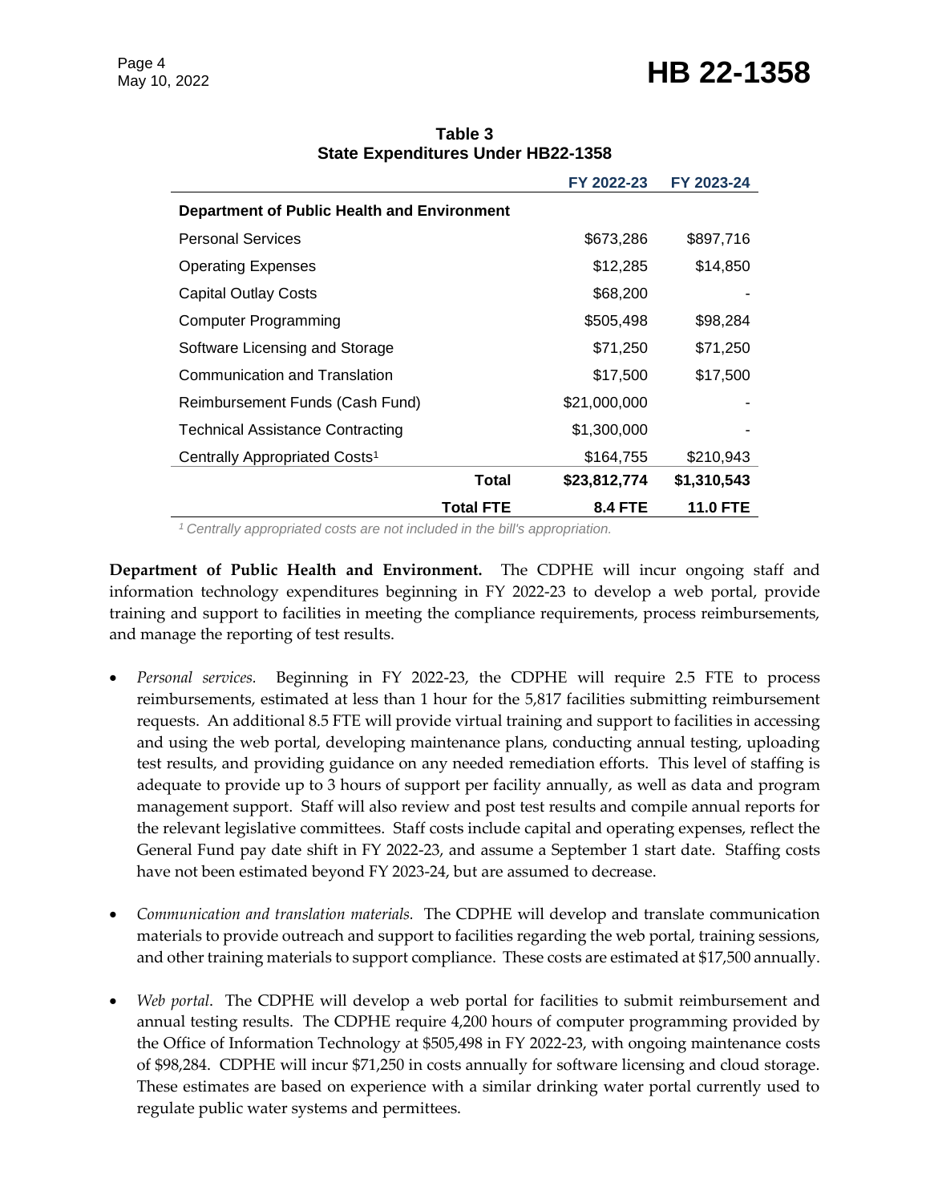**Table 3**
**State Expenditures Under HB22-1358**

| | FY 2022-23 | FY 2023-24 |
|---|---|---|
| **Department of Public Health and Environment** | | |
| Personal Services | $673,286 | $897,716 |
| Operating Expenses | $12,285 | $14,850 |
| Capital Outlay Costs | $68,200 | - |
| Computer Programming | $505,498 | $98,284 |
| Software Licensing and Storage | $71,250 | $71,250 |
| Communication and Translation | $17,500 | $17,500 |
| Reimbursement Funds (Cash Fund) | $21,000,000 | - |
| Technical Assistance Contracting | $1,300,000 | - |
| Centrally Appropriated Costs[1] | $164,755 | $210,943 |
| **Total** | **$23,812,774** | **$1,310,543** |
| **Total FTE** | **8.4 FTE** | **11.0 FTE** |

*[1] Centrally appropriated costs are not included in the bill's appropriation.*

**Department of Public Health and Environment.** The CDPHE will incur ongoing staff and information technology expenditures beginning in FY 2022-23 to develop a web portal, provide training and support to facilities in meeting the compliance requirements, process reimbursements, and manage the reporting of test results.

- *Personal services.* Beginning in FY 2022-23, the CDPHE will require 2.5 FTE to process reimbursements, estimated at less than 1 hour for the 5,817 facilities submitting reimbursement requests. An additional 8.5 FTE will provide virtual training and support to facilities in accessing and using the web portal, developing maintenance plans, conducting annual testing, uploading test results, and providing guidance on any needed remediation efforts. This level of staffing is adequate to provide up to 3 hours of support per facility annually, as well as data and program management support. Staff will also review and post test results and compile annual reports for the relevant legislative committees. Staff costs include capital and operating expenses, reflect the General Fund pay date shift in FY 2022-23, and assume a September 1 start date. Staffing costs have not been estimated beyond FY 2023-24, but are assumed to decrease.

- *Communication and translation materials.* The CDPHE will develop and translate communication materials to provide outreach and support to facilities regarding the web portal, training sessions, and other training materials to support compliance. These costs are estimated at $17,500 annually.

- *Web portal.* The CDPHE will develop a web portal for facilities to submit reimbursement and annual testing results. The CDPHE require 4,200 hours of computer programming provided by the Office of Information Technology at $505,498 in FY 2022-23, with ongoing maintenance costs of $98,284. CDPHE will incur $71,250 in costs annually for software licensing and cloud storage. These estimates are based on experience with a similar drinking water portal currently used to regulate public water systems and permittees.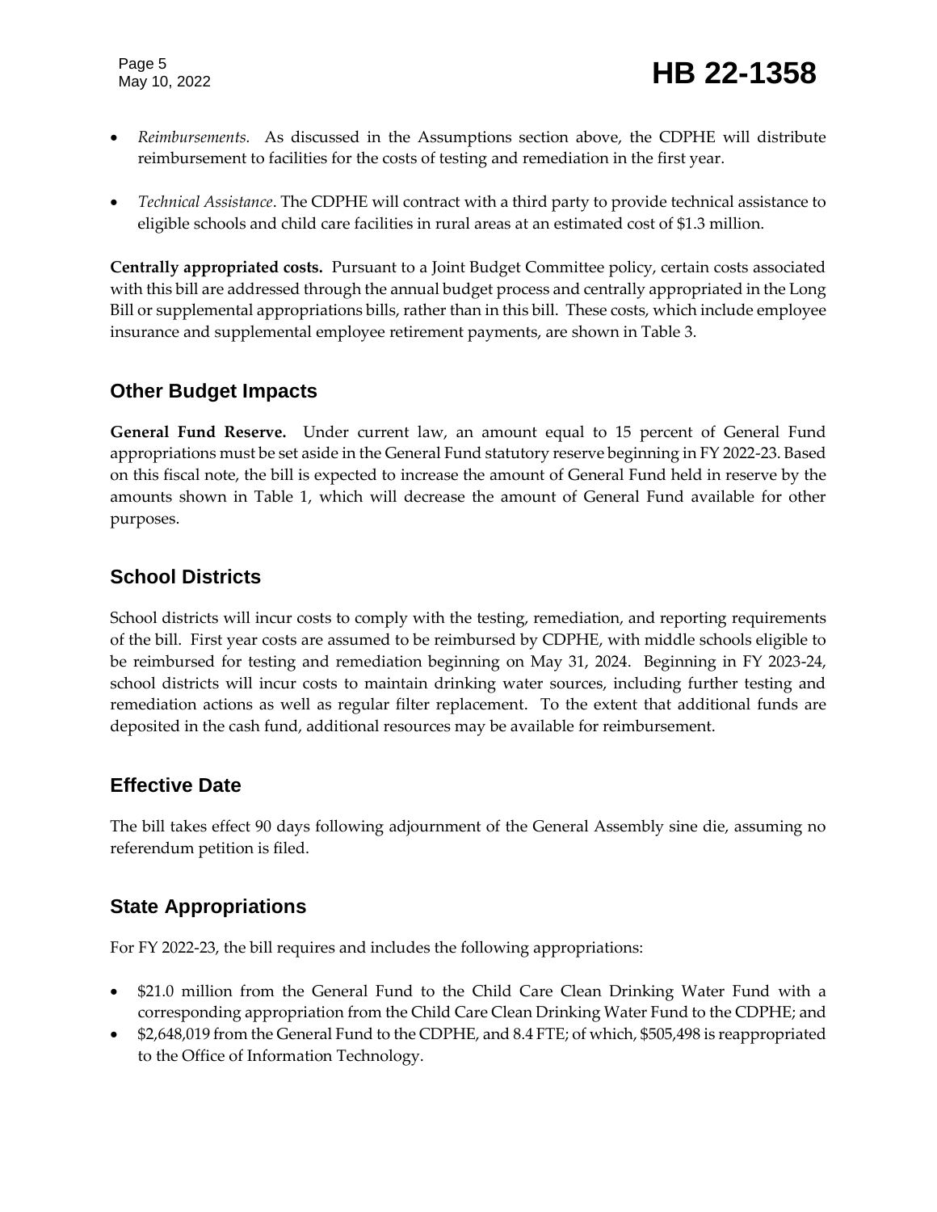- *Reimbursements.* As discussed in the Assumptions section above, the CDPHE will distribute reimbursement to facilities for the costs of testing and remediation in the first year.

- *Technical Assistance*. The CDPHE will contract with a third party to provide technical assistance to eligible schools and child care facilities in rural areas at an estimated cost of $1.3 million.

**Centrally appropriated costs.** Pursuant to a Joint Budget Committee policy, certain costs associated with this bill are addressed through the annual budget process and centrally appropriated in the Long Bill or supplemental appropriations bills, rather than in this bill. These costs, which include employee insurance and supplemental employee retirement payments, are shown in Table 3.

## Other Budget Impacts

**General Fund Reserve.** Under current law, an amount equal to 15 percent of General Fund appropriations must be set aside in the General Fund statutory reserve beginning in FY 2022-23. Based on this fiscal note, the bill is expected to increase the amount of General Fund held in reserve by the amounts shown in Table 1, which will decrease the amount of General Fund available for other purposes.

## School Districts

School districts will incur costs to comply with the testing, remediation, and reporting requirements of the bill. First year costs are assumed to be reimbursed by CDPHE, with middle schools eligible to be reimbursed for testing and remediation beginning on May 31, 2024. Beginning in FY 2023-24, school districts will incur costs to maintain drinking water sources, including further testing and remediation actions as well as regular filter replacement. To the extent that additional funds are deposited in the cash fund, additional resources may be available for reimbursement.

## Effective Date

The bill takes effect 90 days following adjournment of the General Assembly sine die, assuming no referendum petition is filed.

## State Appropriations

For FY 2022-23, the bill requires and includes the following appropriations:

- $21.0 million from the General Fund to the Child Care Clean Drinking Water Fund with a corresponding appropriation from the Child Care Clean Drinking Water Fund to the CDPHE; and
- $2,648,019 from the General Fund to the CDPHE, and 8.4 FTE; of which, $505,498 is reappropriated to the Office of Information Technology.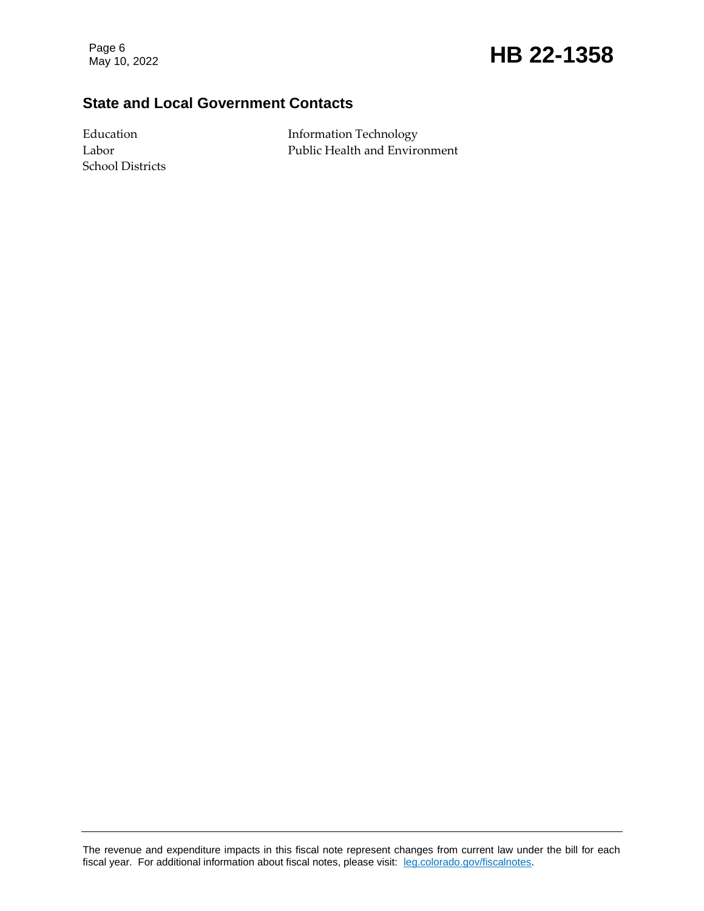## State and Local Government Contacts

| | |
|---|---|
| Education | Information Technology |
| Labor | Public Health and Environment |
| School Districts | |

The revenue and expenditure impacts in this fiscal note represent changes from current law under the bill for each fiscal year. For additional information about fiscal notes, please visit: [leg.colorado.gov/fiscalnotes](leg.colorado.gov/fiscalnotes).